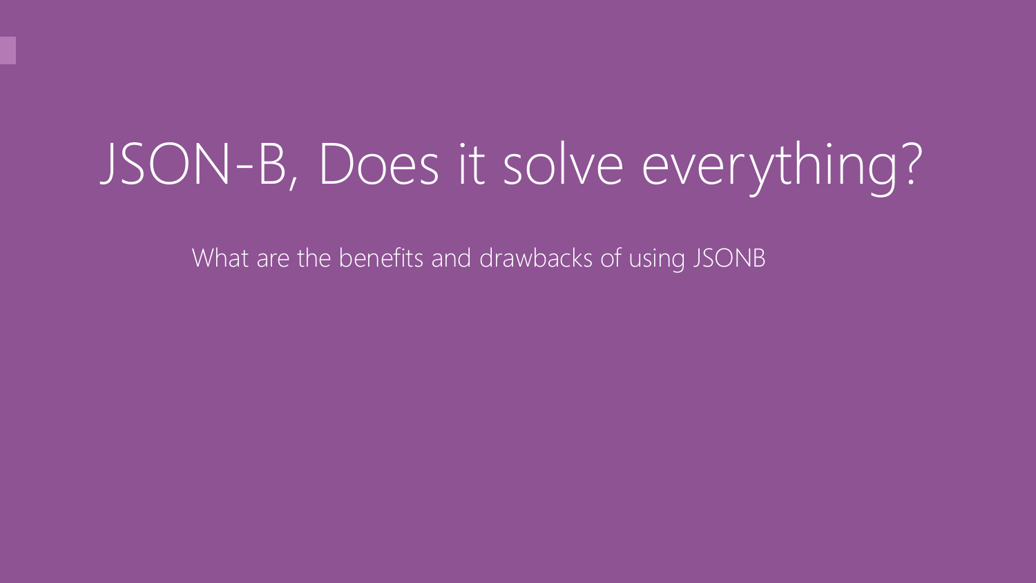# JSON-B, Does it solve everything?

What are the benefits and drawbacks of using JSONB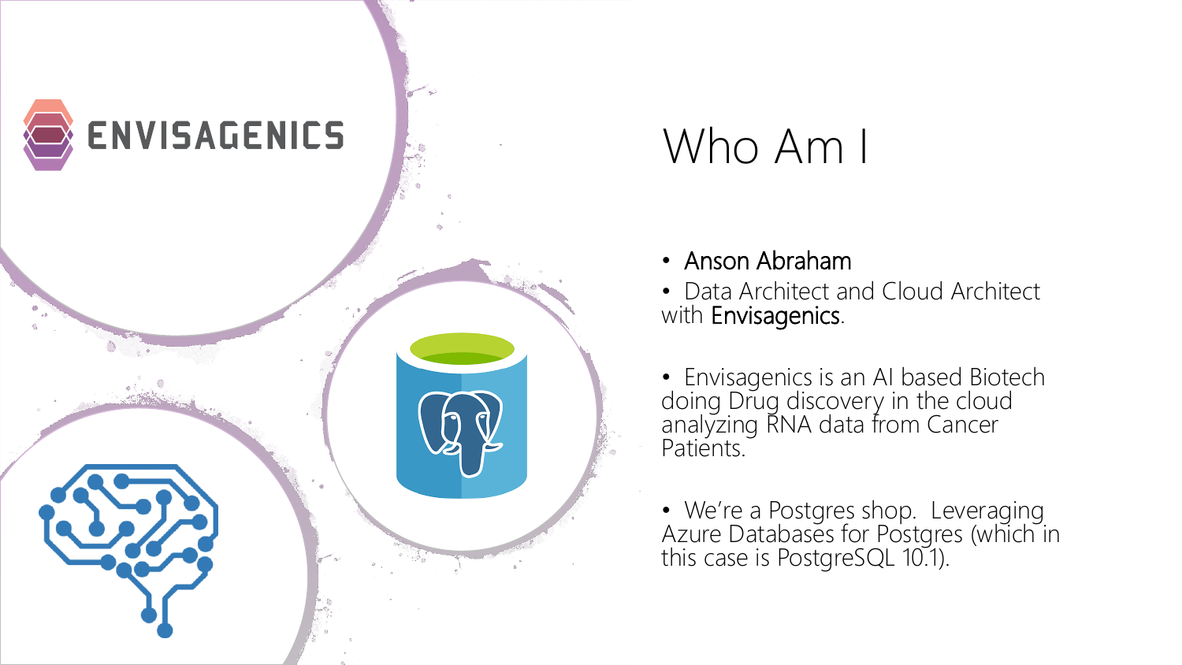# Who Am I

- Anson Abraham
- Data Architect and Cloud Architect with Envisagenics.
- Envisagenics is an AI based Biotech doing Drug discovery in the cloud analyzing RNA data from Cancer Patients.
- We're a Postgres shop. Leveraging Azure Databases for Postgres (which in this case is PostgreSQL 10.1).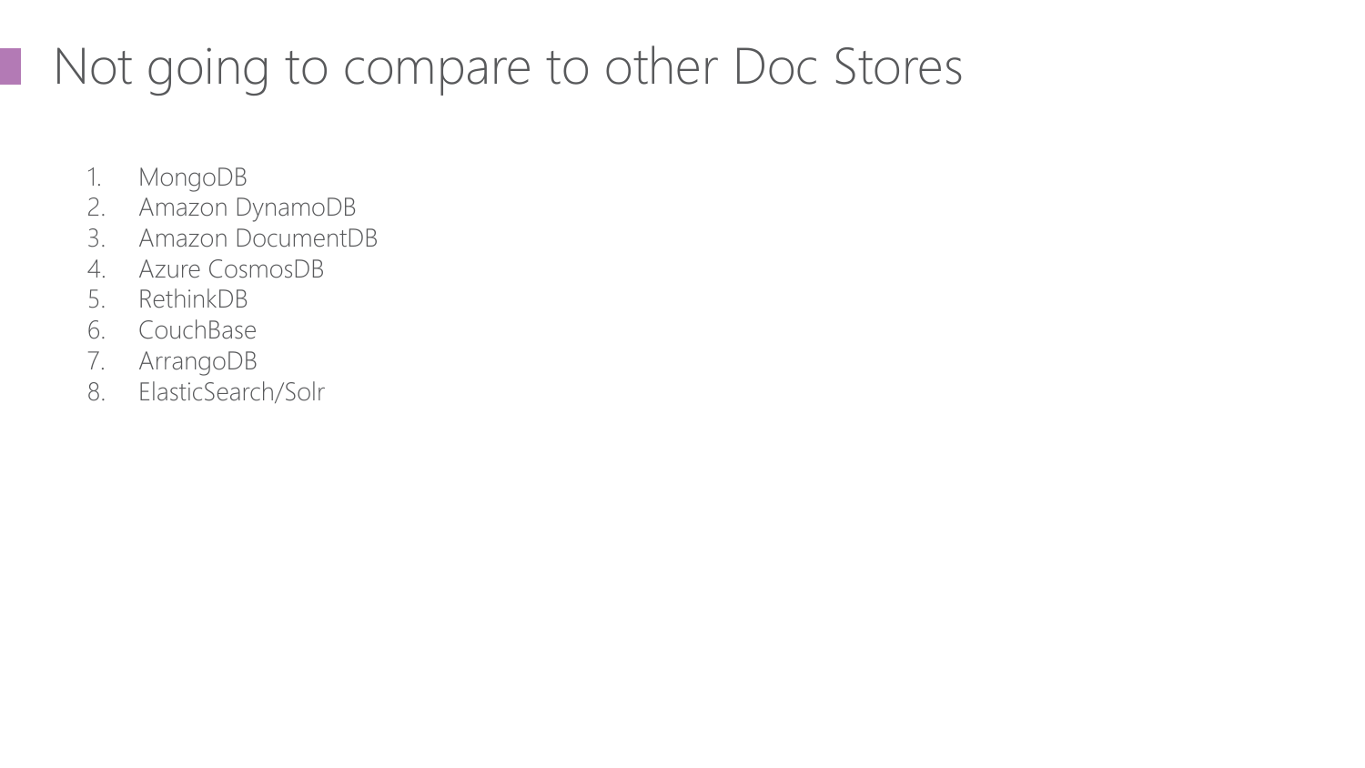# Not going to compare to other Doc Stores

1. MongoDB
2. Amazon DynamoDB
3. Amazon DocumentDB
4. Azure CosmosDB
5. RethinkDB
6. CouchBase
7. ArrangoDB
8. ElasticSearch/Solr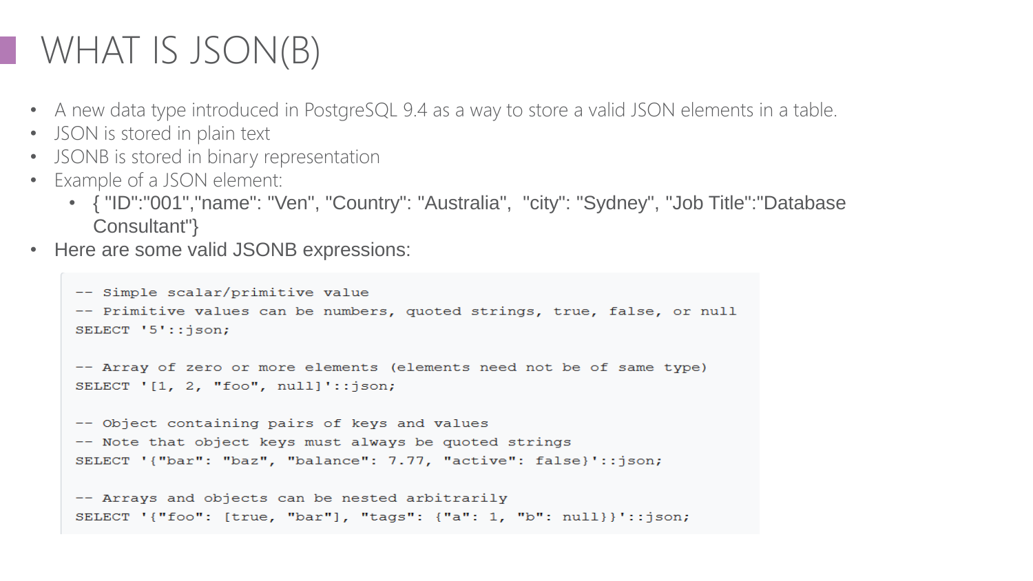# WHAT IS JSON(B)

- A new data type introduced in PostgreSQL 9.4 as a way to store a valid JSON elements in a table.
- JSON is stored in plain text
- JSONB is stored in binary representation
- Example of a JSON element:
  - { "ID":"001","name": "Ven", "Country": "Australia",  "city": "Sydney", "Job Title":"Database Consultant"}
- Here are some valid JSONB expressions:

```
-- Simple scalar/primitive value
-- Primitive values can be numbers, quoted strings, true, false, or null
SELECT '5'::json;

-- Array of zero or more elements (elements need not be of same type)
SELECT '[1, 2, "foo", null]'::json;

-- Object containing pairs of keys and values
-- Note that object keys must always be quoted strings
SELECT '{"bar": "baz", "balance": 7.77, "active": false}'::json;

-- Arrays and objects can be nested arbitrarily
SELECT '{"foo": [true, "bar"], "tags": {"a": 1, "b": null}}'::json;
```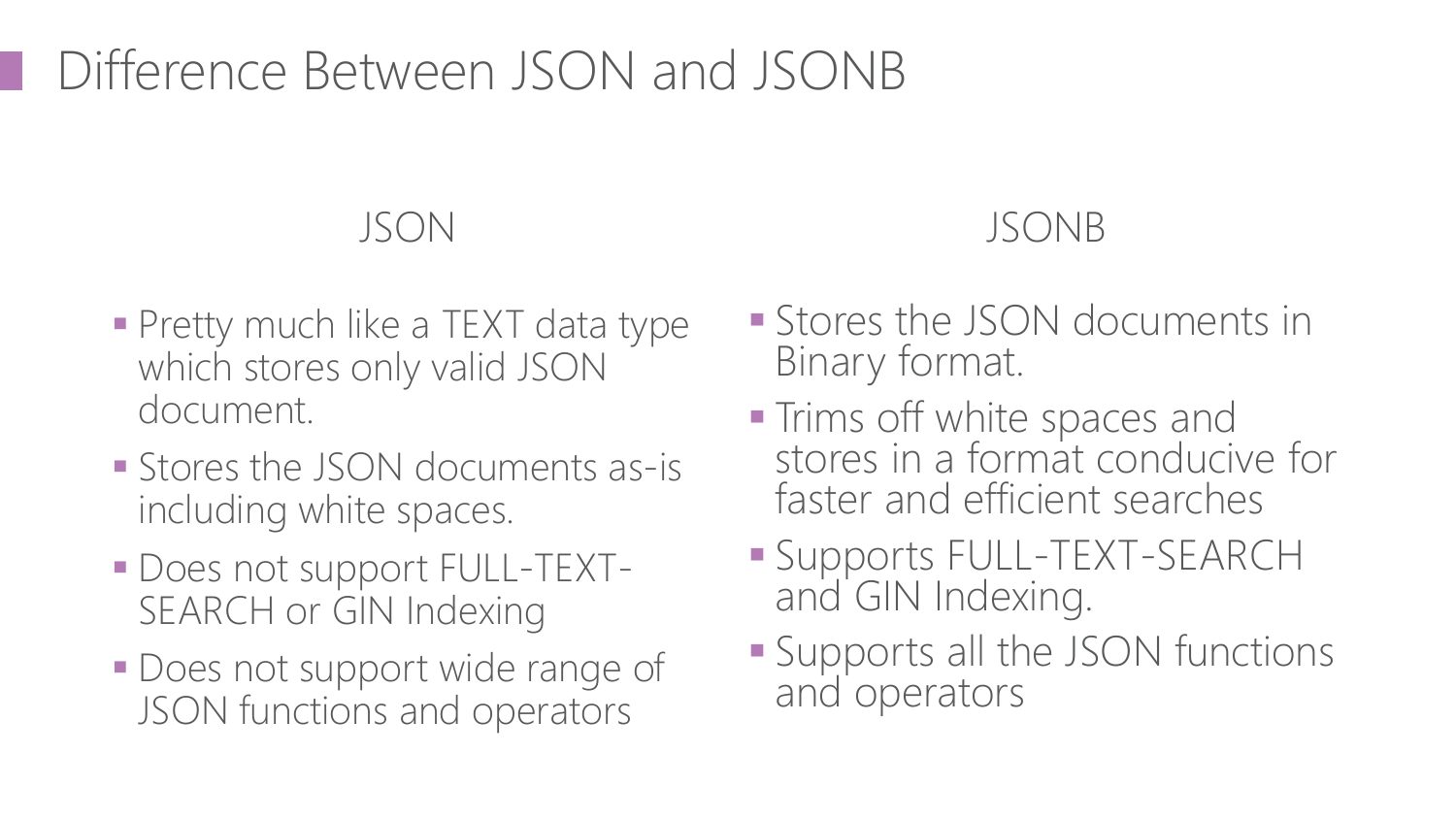# Difference Between JSON and JSONB

## JSON

- Pretty much like a TEXT data type which stores only valid JSON document.
- Stores the JSON documents as-is including white spaces.
- Does not support FULL-TEXT-SEARCH or GIN Indexing
- Does not support wide range of JSON functions and operators

## JSONB

- Stores the JSON documents in Binary format.
- Trims off white spaces and stores in a format conducive for faster and efficient searches
- Supports FULL-TEXT-SEARCH and GIN Indexing.
- Supports all the JSON functions and operators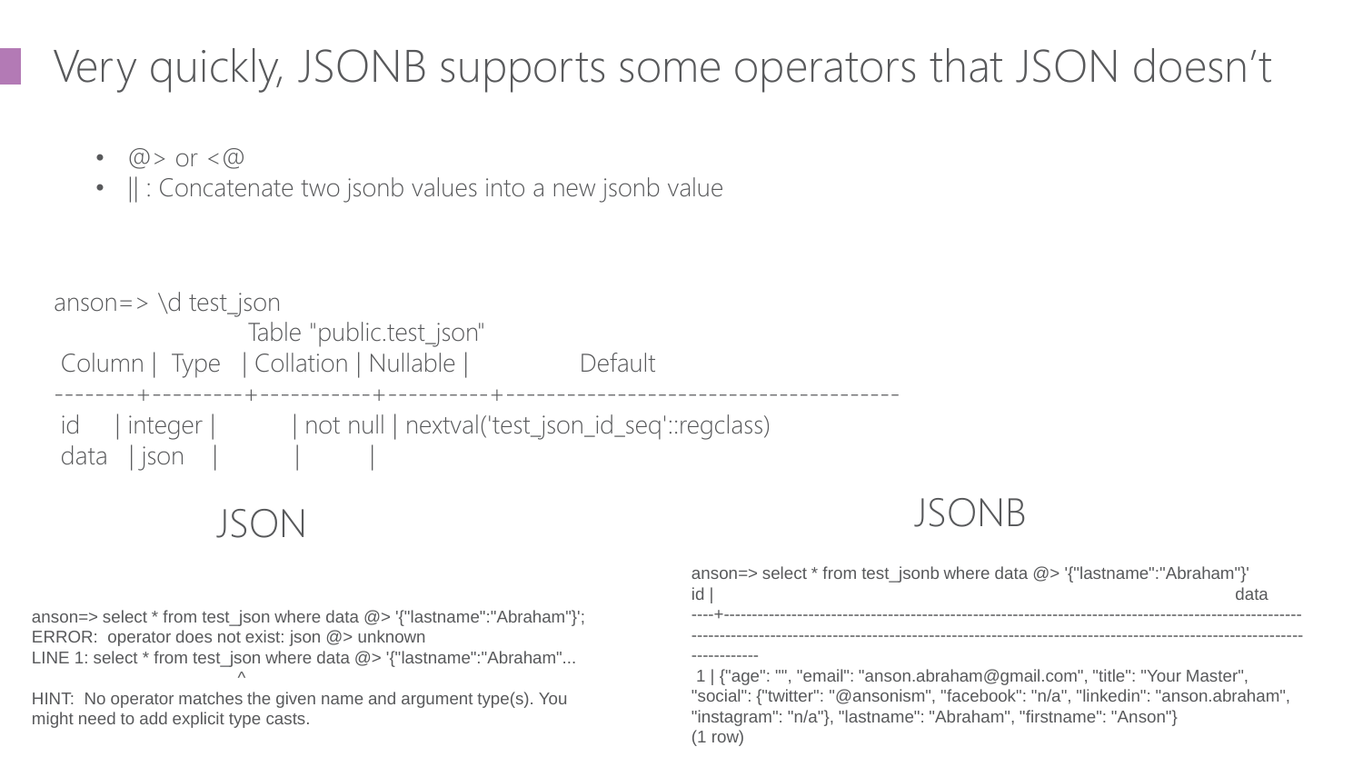# Very quickly, JSONB supports some operators that JSON doesn't

- @> or <@
- || : Concatenate two jsonb values into a new jsonb value

```
anson=> \d test_json
                    Table "public.test_json"
 Column |  Type   | Collation | Nullable |               Default
--------+---------+-----------+----------+--------------------------------------
 id     | integer |           | not null | nextval('test_json_id_seq'::regclass)
 data   | json    |           |          |
```

## JSON

```
anson=> select * from test_json where data @> '{"lastname":"Abraham"}';
ERROR:  operator does not exist: json @> unknown
LINE 1: select * from test_json where data @> '{"lastname":"Abraham"...
                                            ^
HINT:  No operator matches the given name and argument type(s). You might need to add explicit type casts.
```

## JSONB

```
anson=> select * from test_jsonb where data @> '{"lastname":"Abraham"}'
id |                                                  data
----+------------------------------------------------------------------------------------------------------------------------------------------------------------------------------------------------------------------------------
 1 | {"age": "", "email": "anson.abraham@gmail.com", "title": "Your Master", "social": {"twitter": "@ansonism", "facebook": "n/a", "linkedin": "anson.abraham", "instagram": "n/a"}, "lastname": "Abraham", "firstname": "Anson"}
(1 row)
```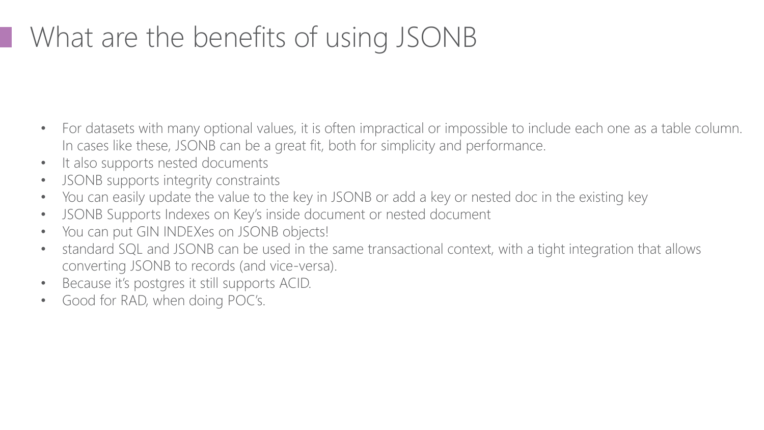# What are the benefits of using JSONB

- For datasets with many optional values, it is often impractical or impossible to include each one as a table column. In cases like these, JSONB can be a great fit, both for simplicity and performance.
- It also supports nested documents
- JSONB supports integrity constraints
- You can easily update the value to the key in JSONB or add a key or nested doc in the existing key
- JSONB Supports Indexes on Key's inside document or nested document
- You can put GIN INDEXes on JSONB objects!
- standard SQL and JSONB can be used in the same transactional context, with a tight integration that allows converting JSONB to records (and vice-versa).
- Because it's postgres it still supports ACID.
- Good for RAD, when doing POC's.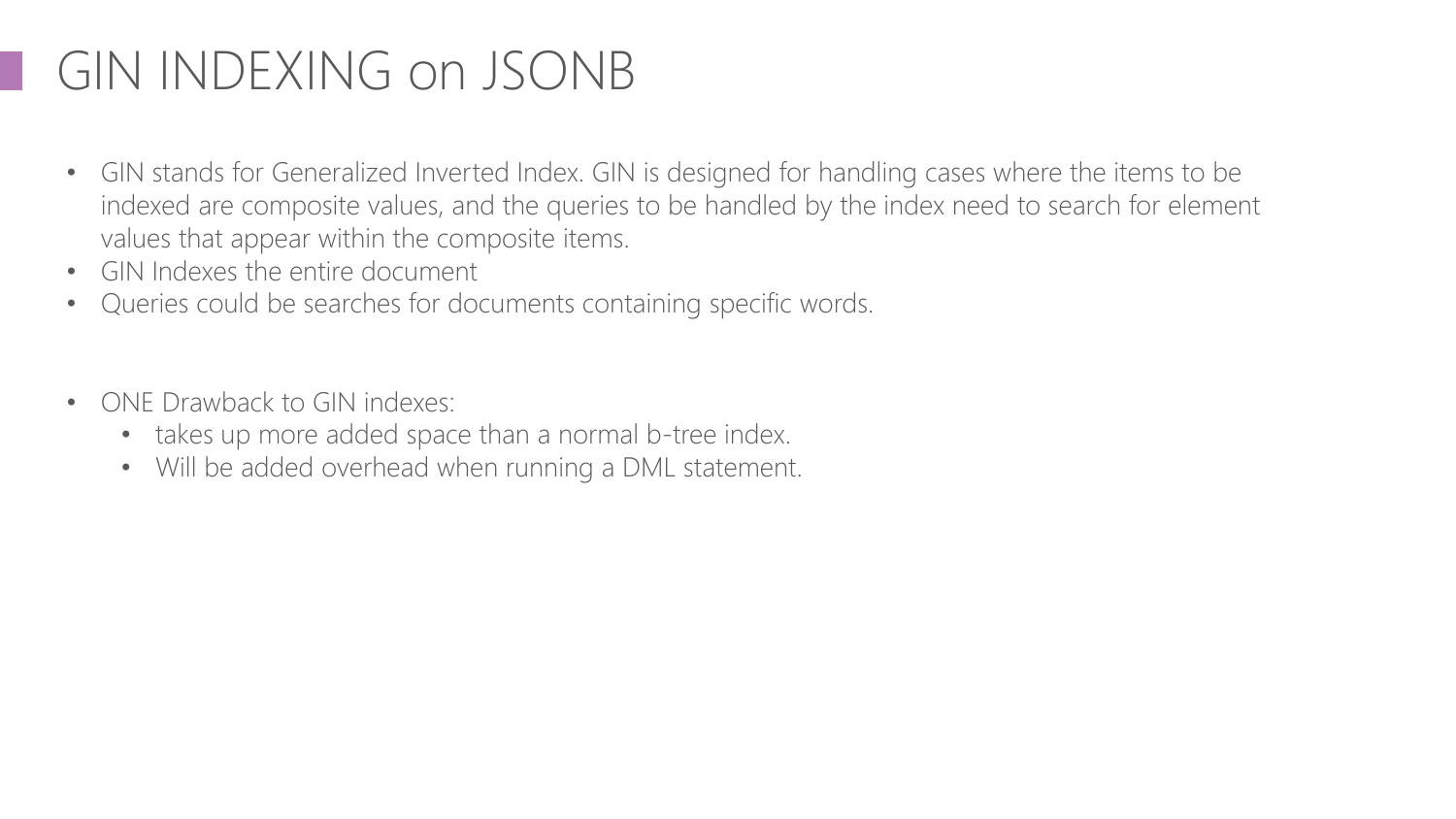# GIN INDEXING on JSONB

- GIN stands for Generalized Inverted Index. GIN is designed for handling cases where the items to be indexed are composite values, and the queries to be handled by the index need to search for element values that appear within the composite items.
- GIN Indexes the entire document
- Queries could be searches for documents containing specific words.

- ONE Drawback to GIN indexes:
  - takes up more added space than a normal b-tree index.
  - Will be added overhead when running a DML statement.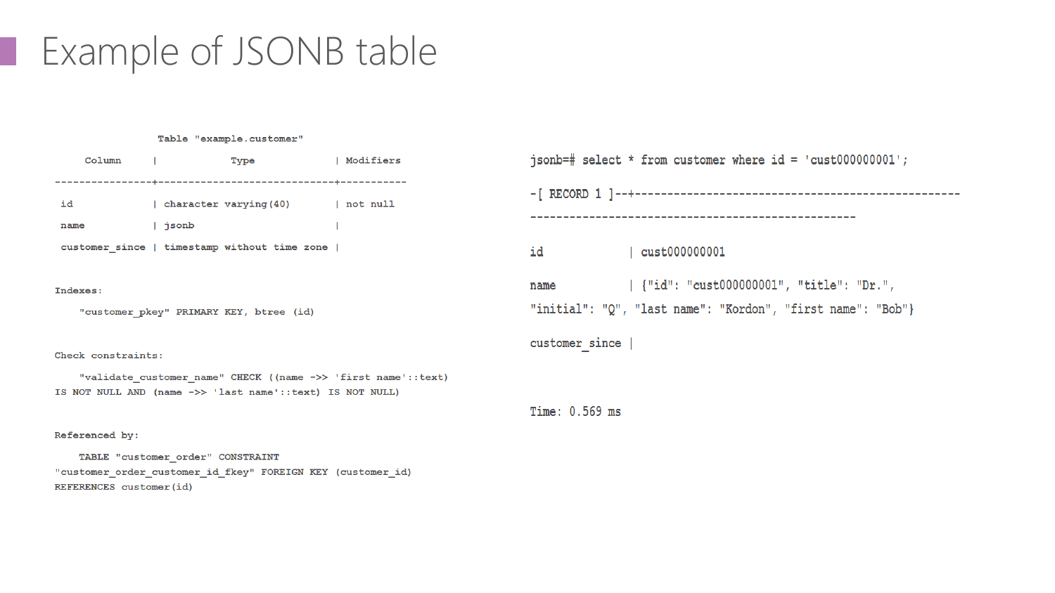# Example of JSONB table

```
               Table "example.customer"
     Column     |            Type             | Modifiers
----------------+-----------------------------+-----------
 id             | character varying(40)       | not null
 name           | jsonb                       |
 customer_since | timestamp without time zone |

Indexes:
    "customer_pkey" PRIMARY KEY, btree (id)

Check constraints:
    "validate_customer_name" CHECK ((name ->> 'first name'::text)
IS NOT NULL AND (name ->> 'last name'::text) IS NOT NULL)

Referenced by:
    TABLE "customer_order" CONSTRAINT
"customer_order_customer_id_fkey" FOREIGN KEY (customer_id)
REFERENCES customer(id)
```

```
jsonb=# select * from customer where id = 'cust000000001';
-[ RECORD 1 ]--+--------------------------------------------------
--------------------------------------------------
id             | cust000000001
name           | {"id": "cust000000001", "title": "Dr.",
"initial": "Q", "last name": "Kordon", "first name": "Bob"}
customer_since |

Time: 0.569 ms
```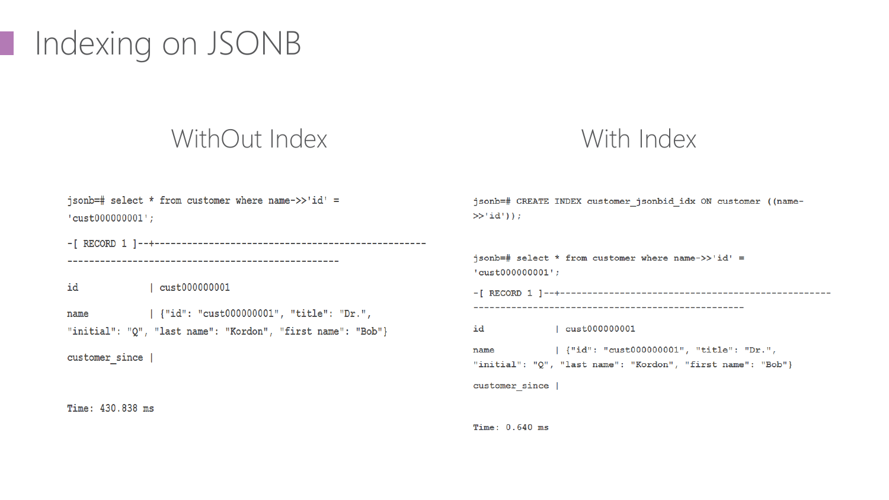# Indexing on JSONB

## WithOut Index

```
jsonb=# select * from customer where name->>'id' =
'cust000000001';

-[ RECORD 1 ]--+--------------------------------------------------
--------------------------------------------------

id             | cust000000001

name           | {"id": "cust000000001", "title": "Dr.",
"initial": "Q", "last name": "Kordon", "first name": "Bob"}

customer_since |


Time: 430.838 ms
```

## With Index

```
jsonb=# CREATE INDEX customer_jsonbid_idx ON customer ((name-
>>'id'));


jsonb=# select * from customer where name->>'id' =
'cust000000001';

-[ RECORD 1 ]--+--------------------------------------------------
--------------------------------------------------

id             | cust000000001

name           | {"id": "cust000000001", "title": "Dr.",
"initial": "Q", "last name": "Kordon", "first name": "Bob"}

customer_since |


Time: 0.640 ms
```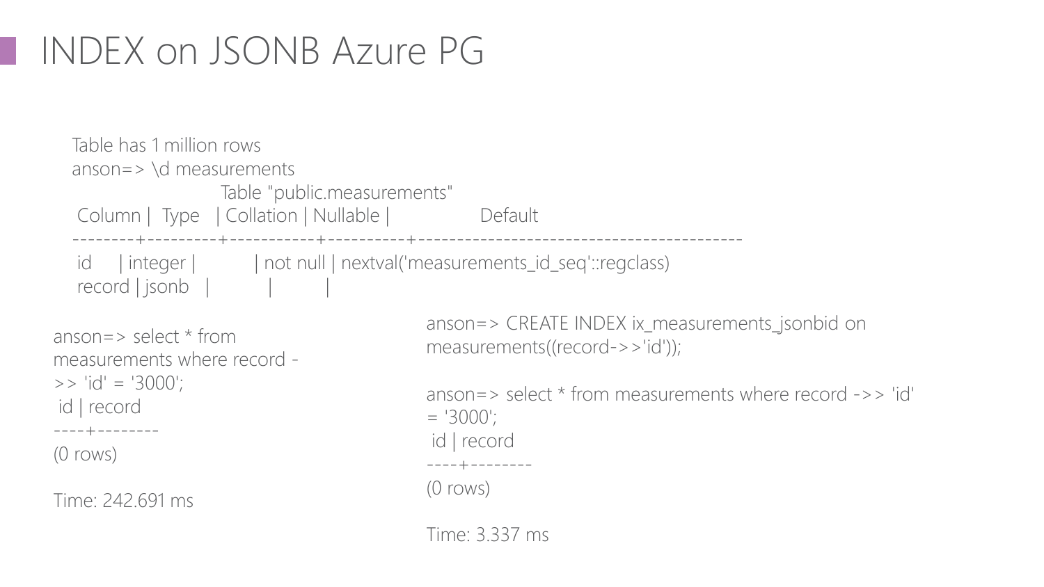# INDEX on JSONB Azure PG

Table has 1 million rows

```
anson=> \d measurements
                    Table "public.measurements"
 Column |  Type   | Collation | Nullable |                 Default
--------+---------+-----------+----------+------------------------------------------
 id     | integer |           | not null | nextval('measurements_id_seq'::regclass)
 record | jsonb   |           |          |
```

```
anson=> select * from measurements where record ->> 'id' = '3000';
 id | record
----+--------
(0 rows)

Time: 242.691 ms
```

```
anson=> CREATE INDEX ix_measurements_jsonbid on measurements((record->>'id'));

anson=> select * from measurements where record ->> 'id' = '3000';
 id | record
----+--------
(0 rows)

Time: 3.337 ms
```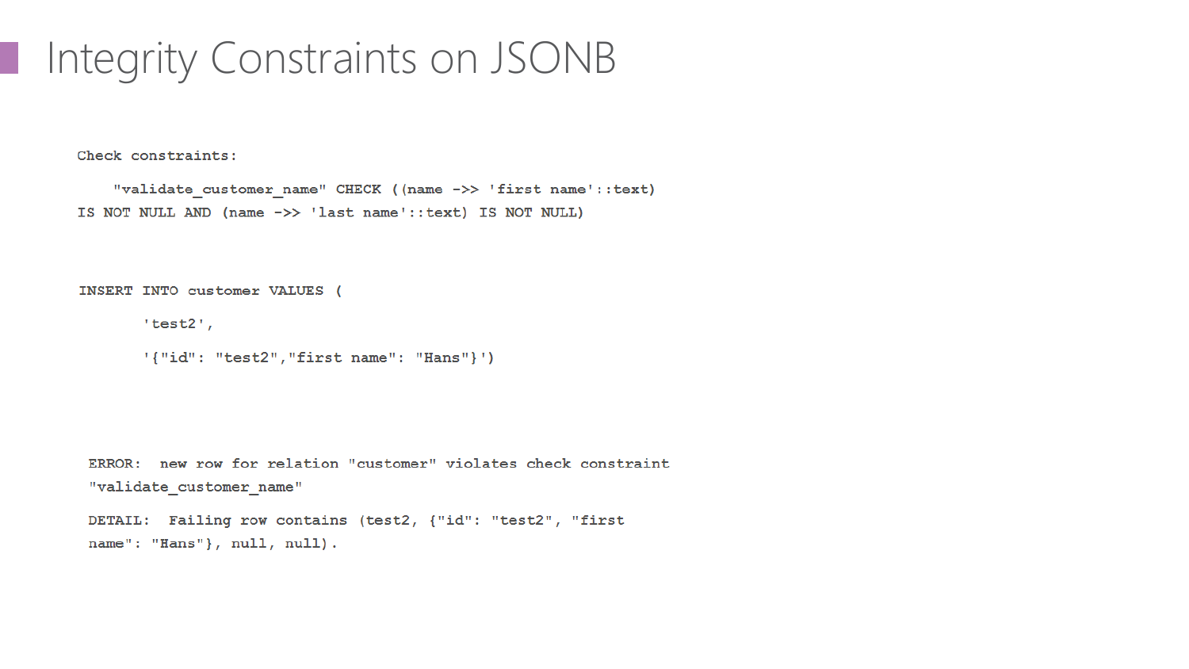# Integrity Constraints on JSONB

```
Check constraints:

    "validate_customer_name" CHECK ((name ->> 'first name'::text)
IS NOT NULL AND (name ->> 'last name'::text) IS NOT NULL)
```

```
INSERT INTO customer VALUES (
       'test2',
       '{"id": "test2","first name": "Hans"}')
```

```
ERROR:  new row for relation "customer" violates check constraint
"validate_customer_name"
DETAIL:  Failing row contains (test2, {"id": "test2", "first
name": "Hans"}, null, null).
```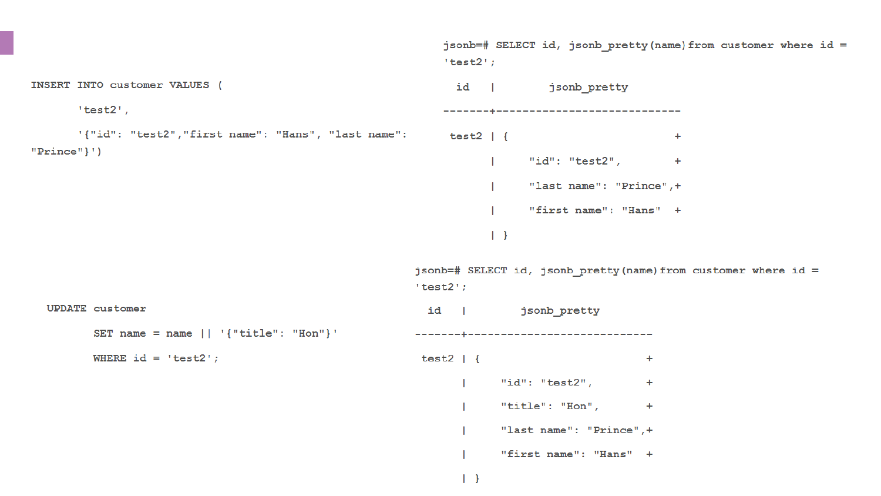```sql
INSERT INTO customer VALUES (
	'test2',
	'{"id": "test2","first name": "Hans", "last name": "Prince"}')
```

```
jsonb=# SELECT id, jsonb_pretty(name) from customer where id = 'test2';
  id   |         jsonb_pretty
-------+----------------------------
 test2 | {                         +
       |     "id": "test2",        +
       |     "last name": "Prince",+
       |     "first name": "Hans"  +
       | }
```

```sql
UPDATE customer
	SET name = name || '{"title": "Hon"}'
	WHERE id = 'test2';
```

```
jsonb=# SELECT id, jsonb_pretty(name) from customer where id = 'test2';
  id   |         jsonb_pretty
-------+----------------------------
 test2 | {                         +
       |     "id": "test2",        +
       |     "title": "Hon",       +
       |     "last name": "Prince",+
       |     "first name": "Hans"  +
       | }
```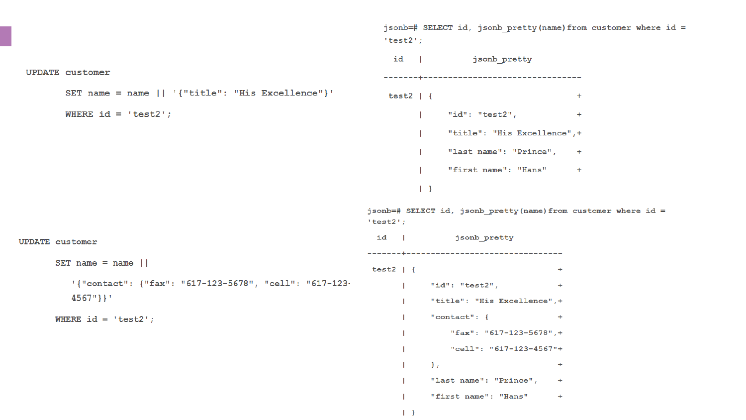```
UPDATE customer
    SET name = name || '{"title": "His Excellence"}'
    WHERE id = 'test2';
```

```
jsonb=# SELECT id, jsonb_pretty(name) from customer where id =
'test2';
  id   |           jsonb_pretty
-------+---------------------------------
 test2 | {                              +
       |     "id": "test2",             +
       |     "title": "His Excellence", +
       |     "last name": "Prince",     +
       |     "first name": "Hans"       +
       | }
```

```
UPDATE customer
    SET name = name ||
      '{"contact": {"fax": "617-123-5678", "cell": "617-123-
      4567"}}'
    WHERE id = 'test2';
```

```
jsonb=# SELECT id, jsonb_pretty(name) from customer where id =
'test2';
  id   |           jsonb_pretty
-------+---------------------------------
 test2 | {                              +
       |     "id": "test2",             +
       |     "title": "His Excellence", +
       |     "contact": {               +
       |         "fax": "617-123-5678", +
       |         "cell": "617-123-4567" +
       |     },                         +
       |     "last name": "Prince",     +
       |     "first name": "Hans"       +
       | }
```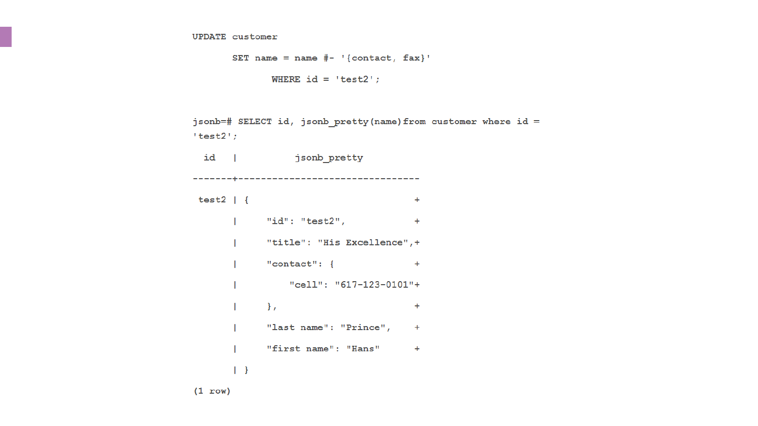```
UPDATE customer
       SET name = name #- '{contact, fax}'
              WHERE id = 'test2';

jsonb=# SELECT id, jsonb_pretty(name)from customer where id =
'test2';
  id   |           jsonb_pretty
-------+--------------------------------
 test2 | {                             +
       |     "id": "test2",            +
       |     "title": "His Excellence",+
       |     "contact": {              +
       |         "cell": "617-123-0101"+
       |     },                        +
       |     "last name": "Prince",    +
       |     "first name": "Hans"      +
       | }
(1 row)
```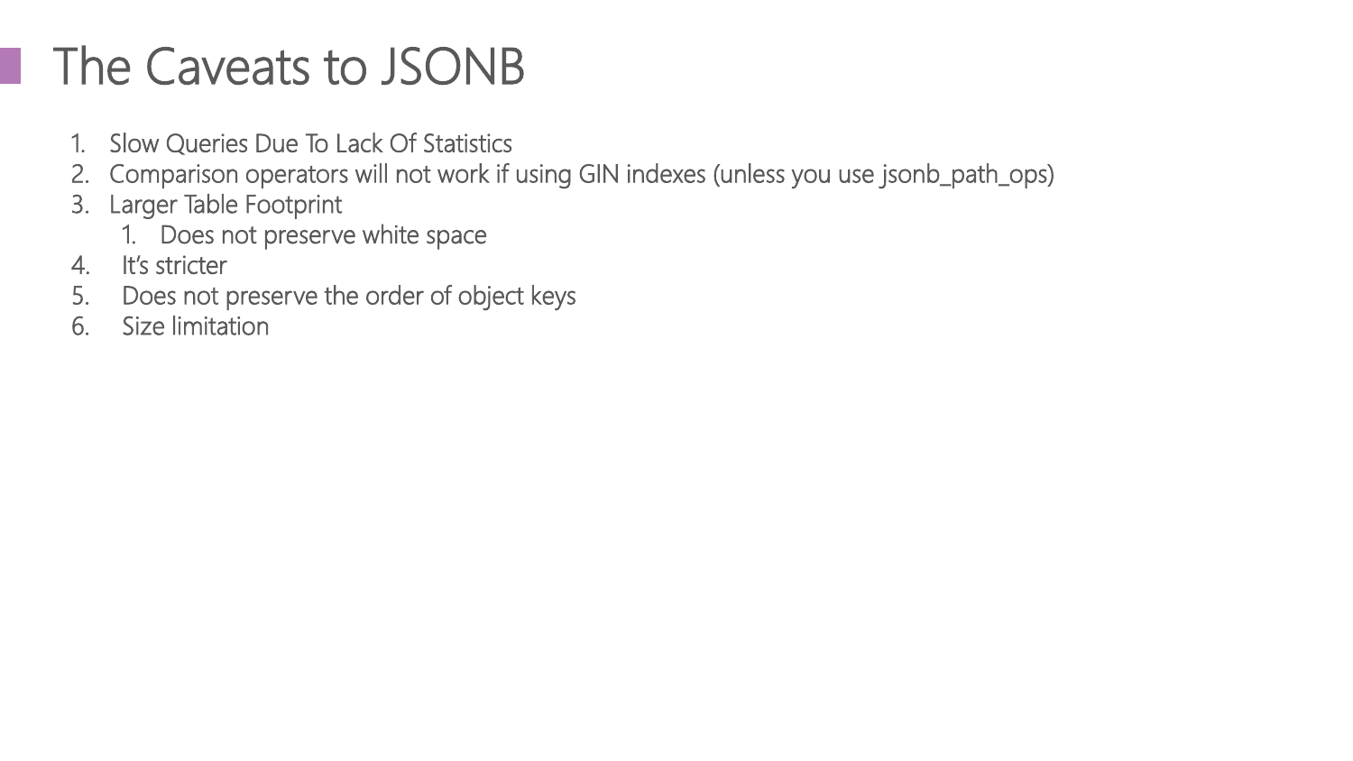# The Caveats to JSONB

1. Slow Queries Due To Lack Of Statistics
2. Comparison operators will not work if using GIN indexes (unless you use jsonb_path_ops)
3. Larger Table Footprint
    1. Does not preserve white space
4. It's stricter
5. Does not preserve the order of object keys
6. Size limitation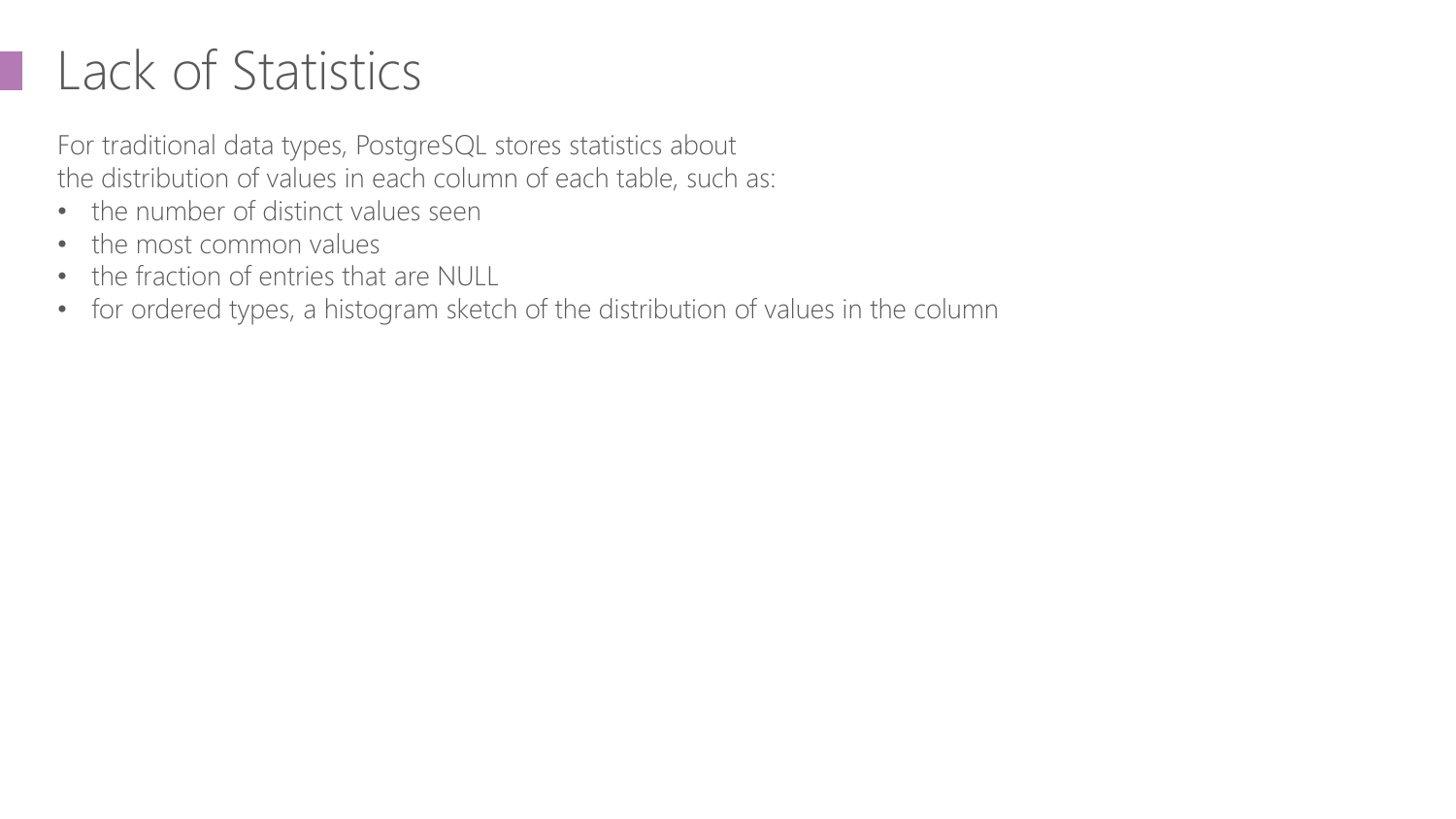# Lack of Statistics

For traditional data types, PostgreSQL stores statistics about
the distribution of values in each column of each table, such as:

- the number of distinct values seen
- the most common values
- the fraction of entries that are NULL
- for ordered types, a histogram sketch of the distribution of values in the column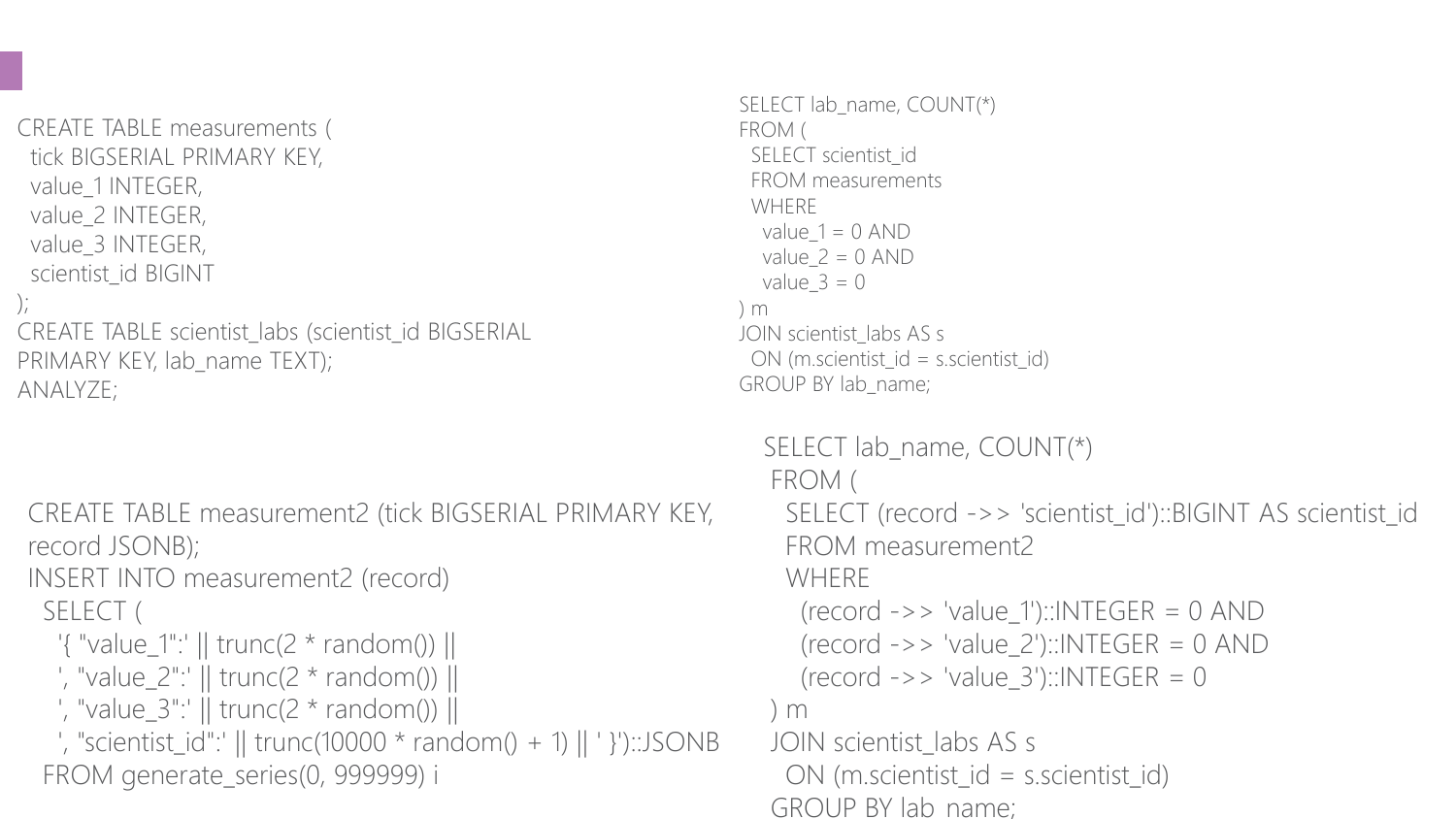```sql
CREATE TABLE measurements (
  tick BIGSERIAL PRIMARY KEY,
  value_1 INTEGER,
  value_2 INTEGER,
  value_3 INTEGER,
  scientist_id BIGINT
);
CREATE TABLE scientist_labs (scientist_id BIGSERIAL
PRIMARY KEY, lab_name TEXT);
ANALYZE;
```

```sql
SELECT lab_name, COUNT(*)
FROM (
  SELECT scientist_id
  FROM measurements
  WHERE
    value_1 = 0 AND
    value_2 = 0 AND
    value_3 = 0
) m
JOIN scientist_labs AS s
  ON (m.scientist_id = s.scientist_id)
GROUP BY lab_name;
```

```sql
CREATE TABLE measurement2 (tick BIGSERIAL PRIMARY KEY,
record JSONB);
INSERT INTO measurement2 (record)
  SELECT (
    '{ "value_1":' || trunc(2 * random()) ||
    ', "value_2":' || trunc(2 * random()) ||
    ', "value_3":' || trunc(2 * random()) ||
    ', "scientist_id":' || trunc(10000 * random() + 1) || ' }')::JSONB
  FROM generate_series(0, 999999) i
```

```sql
SELECT lab_name, COUNT(*)
 FROM (
   SELECT (record ->> 'scientist_id')::BIGINT AS scientist_id
   FROM measurement2
   WHERE
     (record ->> 'value_1')::INTEGER = 0 AND
     (record ->> 'value_2')::INTEGER = 0 AND
     (record ->> 'value_3')::INTEGER = 0
 ) m
 JOIN scientist_labs AS s
   ON (m.scientist_id = s.scientist_id)
 GROUP BY lab_name;
```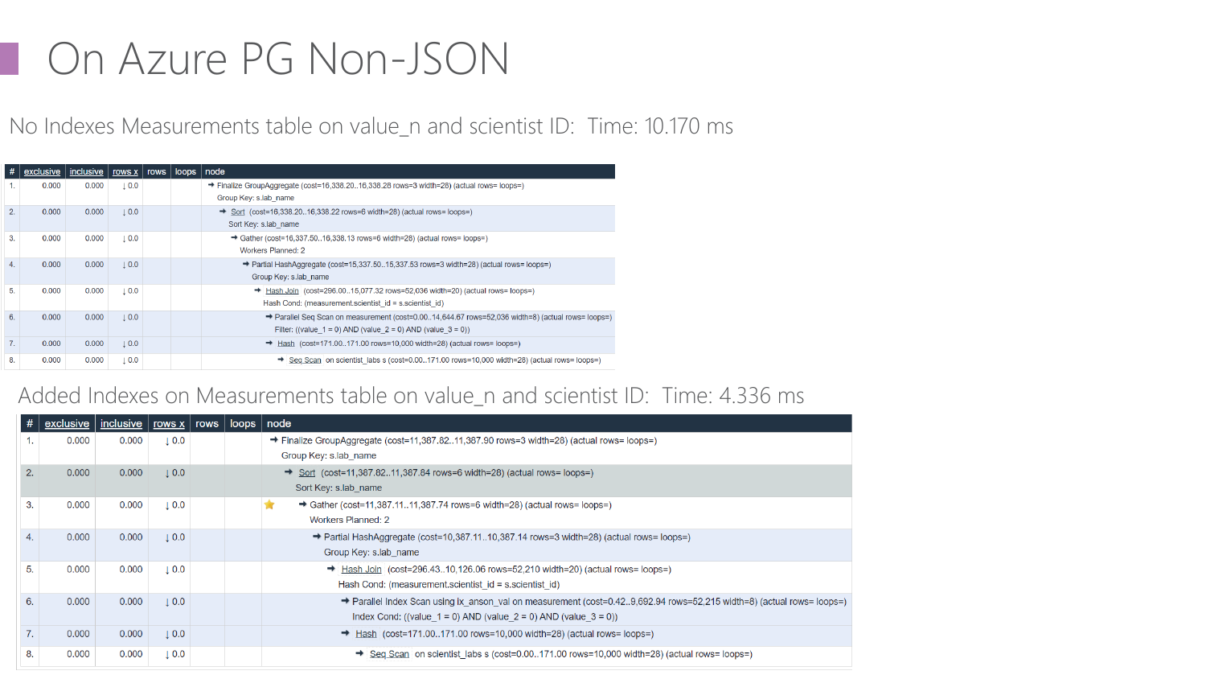# On Azure PG Non-JSON

No Indexes Measurements table on value_n and scientist ID: Time: 10.170 ms

| # | exclusive | inclusive | rows x | rows | loops | node |
|---|---|---|---|---|---|---|
| 1. | 0.000 | 0.000 | ↓ 0.0 | | | → Finalize GroupAggregate (cost=16,338.20..16,338.28 rows=3 width=28) (actual rows= loops=) Group Key: s.lab_name |
| 2. | 0.000 | 0.000 | ↓ 0.0 | | | → Sort (cost=16,338.20..16,338.22 rows=6 width=28) (actual rows= loops=) Sort Key: s.lab_name |
| 3. | 0.000 | 0.000 | ↓ 0.0 | | | → Gather (cost=16,337.50..16,338.13 rows=6 width=28) (actual rows= loops=) Workers Planned: 2 |
| 4. | 0.000 | 0.000 | ↓ 0.0 | | | → Partial HashAggregate (cost=15,337.50..15,337.53 rows=3 width=28) (actual rows= loops=) Group Key: s.lab_name |
| 5. | 0.000 | 0.000 | ↓ 0.0 | | | → Hash Join (cost=296.00..15,077.32 rows=52,036 width=20) (actual rows= loops=) Hash Cond: (measurement.scientist_id = s.scientist_id) |
| 6. | 0.000 | 0.000 | ↓ 0.0 | | | → Parallel Seq Scan on measurement (cost=0.00..14,644.67 rows=52,036 width=8) (actual rows= loops=) Filter: ((value_1 = 0) AND (value_2 = 0) AND (value_3 = 0)) |
| 7. | 0.000 | 0.000 | ↓ 0.0 | | | → Hash (cost=171.00..171.00 rows=10,000 width=28) (actual rows= loops=) |
| 8. | 0.000 | 0.000 | ↓ 0.0 | | | → Seq Scan on scientist_labs s (cost=0.00..171.00 rows=10,000 width=28) (actual rows= loops=) |

Added Indexes on Measurements table on value_n and scientist ID: Time: 4.336 ms

| # | exclusive | inclusive | rows x | rows | loops | node |
|---|---|---|---|---|---|---|
| 1. | 0.000 | 0.000 | ↓ 0.0 | | | → Finalize GroupAggregate (cost=11,387.82..11,387.90 rows=3 width=28) (actual rows= loops=) Group Key: s.lab_name |
| 2. | 0.000 | 0.000 | ↓ 0.0 | | | → Sort (cost=11,387.82..11,387.84 rows=6 width=28) (actual rows= loops=) Sort Key: s.lab_name |
| 3. | 0.000 | 0.000 | ↓ 0.0 | | | → Gather (cost=11,387.11..11,387.74 rows=6 width=28) (actual rows= loops=) Workers Planned: 2 |
| 4. | 0.000 | 0.000 | ↓ 0.0 | | | → Partial HashAggregate (cost=10,387.11..10,387.14 rows=3 width=28) (actual rows= loops=) Group Key: s.lab_name |
| 5. | 0.000 | 0.000 | ↓ 0.0 | | | → Hash Join (cost=296.43..10,126.06 rows=52,210 width=20) (actual rows= loops=) Hash Cond: (measurement.scientist_id = s.scientist_id) |
| 6. | 0.000 | 0.000 | ↓ 0.0 | | | → Parallel Index Scan using ix_anson_val on measurement (cost=0.42..9,692.94 rows=52,215 width=8) (actual rows= loops=) Index Cond: ((value_1 = 0) AND (value_2 = 0) AND (value_3 = 0)) |
| 7. | 0.000 | 0.000 | ↓ 0.0 | | | → Hash (cost=171.00..171.00 rows=10,000 width=28) (actual rows= loops=) |
| 8. | 0.000 | 0.000 | ↓ 0.0 | | | → Seq Scan on scientist_labs s (cost=0.00..171.00 rows=10,000 width=28) (actual rows= loops=) |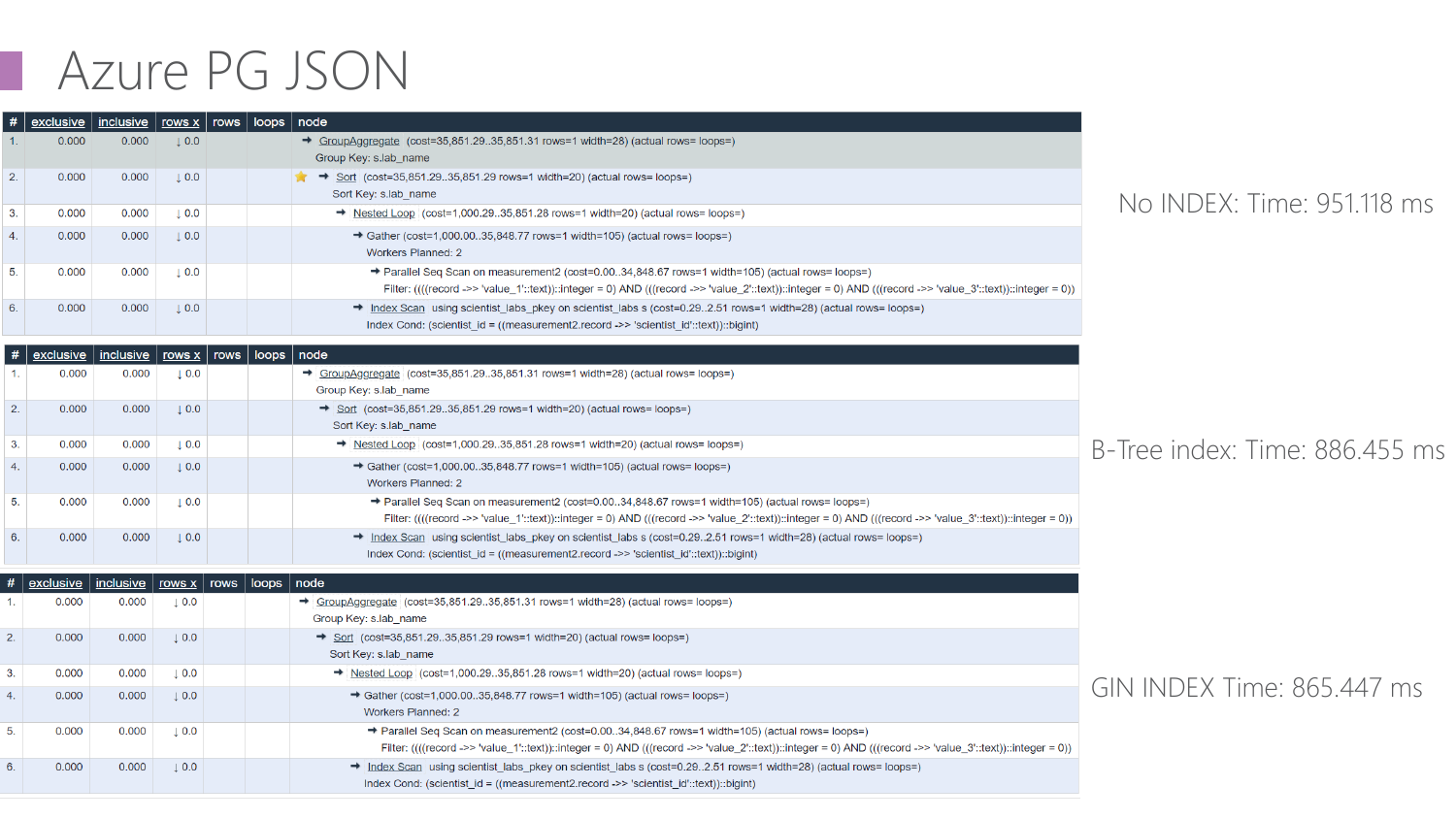# Azure PG JSON

| # | exclusive | inclusive | rows x | rows | loops | node |
|---|---|---|---|---|---|---|
| 1. | 0.000 | 0.000 | ↓ 0.0 | | | → GroupAggregate (cost=35,851.29..35,851.31 rows=1 width=28) (actual rows= loops=) Group Key: s.lab_name |
| 2. | 0.000 | 0.000 | ↓ 0.0 | | | → Sort (cost=35,851.29..35,851.29 rows=1 width=20) (actual rows= loops=) Sort Key: s.lab_name |
| 3. | 0.000 | 0.000 | ↓ 0.0 | | | → Nested Loop (cost=1,000.29..35,851.28 rows=1 width=20) (actual rows= loops=) |
| 4. | 0.000 | 0.000 | ↓ 0.0 | | | → Gather (cost=1,000.00..35,848.77 rows=1 width=105) (actual rows= loops=) Workers Planned: 2 |
| 5. | 0.000 | 0.000 | ↓ 0.0 | | | → Parallel Seq Scan on measurement2 (cost=0.00..34,848.67 rows=1 width=105) (actual rows= loops=) Filter: ((((record ->> 'value_1'::text))::integer = 0) AND (((record ->> 'value_2'::text))::integer = 0) AND (((record ->> 'value_3'::text))::integer = 0)) |
| 6. | 0.000 | 0.000 | ↓ 0.0 | | | → Index Scan using scientist_labs_pkey on scientist_labs s (cost=0.29..2.51 rows=1 width=28) (actual rows= loops=) Index Cond: (scientist_id = ((measurement2.record ->> 'scientist_id'::text))::bigint) |

No INDEX: Time: 951.118 ms

| # | exclusive | inclusive | rows x | rows | loops | node |
|---|---|---|---|---|---|---|
| 1. | 0.000 | 0.000 | ↓ 0.0 | | | → GroupAggregate (cost=35,851.29..35,851.31 rows=1 width=28) (actual rows= loops=) Group Key: s.lab_name |
| 2. | 0.000 | 0.000 | ↓ 0.0 | | | → Sort (cost=35,851.29..35,851.29 rows=1 width=20) (actual rows= loops=) Sort Key: s.lab_name |
| 3. | 0.000 | 0.000 | ↓ 0.0 | | | → Nested Loop (cost=1,000.29..35,851.28 rows=1 width=20) (actual rows= loops=) |
| 4. | 0.000 | 0.000 | ↓ 0.0 | | | → Gather (cost=1,000.00..35,848.77 rows=1 width=105) (actual rows= loops=) Workers Planned: 2 |
| 5. | 0.000 | 0.000 | ↓ 0.0 | | | → Parallel Seq Scan on measurement2 (cost=0.00..34,848.67 rows=1 width=105) (actual rows= loops=) Filter: ((((record ->> 'value_1'::text))::integer = 0) AND (((record ->> 'value_2'::text))::integer = 0) AND (((record ->> 'value_3'::text))::integer = 0)) |
| 6. | 0.000 | 0.000 | ↓ 0.0 | | | → Index Scan using scientist_labs_pkey on scientist_labs s (cost=0.29..2.51 rows=1 width=28) (actual rows= loops=) Index Cond: (scientist_id = ((measurement2.record ->> 'scientist_id'::text))::bigint) |

B-Tree index: Time: 886.455 ms

| # | exclusive | inclusive | rows x | rows | loops | node |
|---|---|---|---|---|---|---|
| 1. | 0.000 | 0.000 | ↓ 0.0 | | | → GroupAggregate (cost=35,851.29..35,851.31 rows=1 width=28) (actual rows= loops=) Group Key: s.lab_name |
| 2. | 0.000 | 0.000 | ↓ 0.0 | | | → Sort (cost=35,851.29..35,851.29 rows=1 width=20) (actual rows= loops=) Sort Key: s.lab_name |
| 3. | 0.000 | 0.000 | ↓ 0.0 | | | → Nested Loop (cost=1,000.29..35,851.28 rows=1 width=20) (actual rows= loops=) |
| 4. | 0.000 | 0.000 | ↓ 0.0 | | | → Gather (cost=1,000.00..35,848.77 rows=1 width=105) (actual rows= loops=) Workers Planned: 2 |
| 5. | 0.000 | 0.000 | ↓ 0.0 | | | → Parallel Seq Scan on measurement2 (cost=0.00..34,848.67 rows=1 width=105) (actual rows= loops=) Filter: ((((record ->> 'value_1'::text))::integer = 0) AND (((record ->> 'value_2'::text))::integer = 0) AND (((record ->> 'value_3'::text))::integer = 0)) |
| 6. | 0.000 | 0.000 | ↓ 0.0 | | | → Index Scan using scientist_labs_pkey on scientist_labs s (cost=0.29..2.51 rows=1 width=28) (actual rows= loops=) Index Cond: (scientist_id = ((measurement2.record ->> 'scientist_id'::text))::bigint) |

GIN INDEX Time: 865.447 ms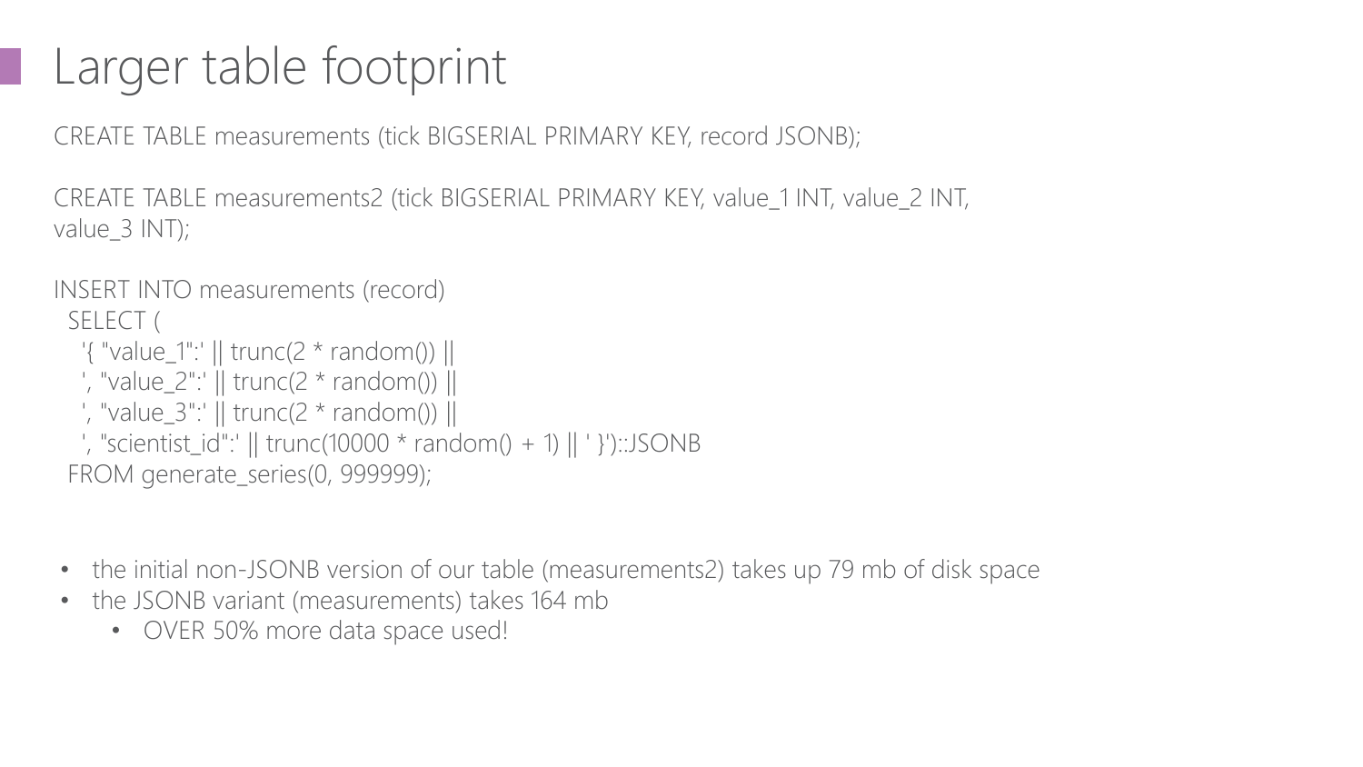# Larger table footprint

```
CREATE TABLE measurements (tick BIGSERIAL PRIMARY KEY, record JSONB);

CREATE TABLE measurements2 (tick BIGSERIAL PRIMARY KEY, value_1 INT, value_2 INT,
value_3 INT);

INSERT INTO measurements (record)
  SELECT (
    '{ "value_1":' || trunc(2 * random()) ||
    ', "value_2":' || trunc(2 * random()) ||
    ', "value_3":' || trunc(2 * random()) ||
    ', "scientist_id":' || trunc(10000 * random() + 1) || ' }')::JSONB
  FROM generate_series(0, 999999);
```

- the initial non-JSONB version of our table (measurements2) takes up 79 mb of disk space
- the JSONB variant (measurements) takes 164 mb
  - OVER 50% more data space used!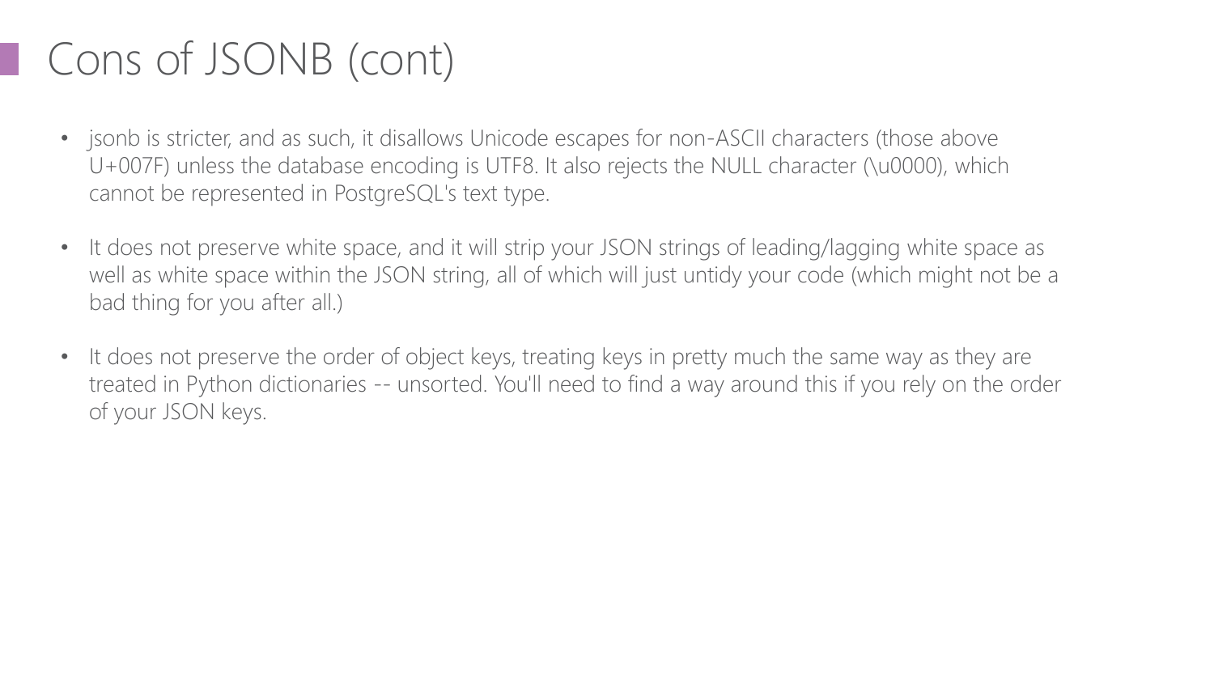# Cons of JSONB (cont)

- jsonb is stricter, and as such, it disallows Unicode escapes for non-ASCII characters (those above U+007F) unless the database encoding is UTF8. It also rejects the NULL character (\u0000), which cannot be represented in PostgreSQL's text type.
- It does not preserve white space, and it will strip your JSON strings of leading/lagging white space as well as white space within the JSON string, all of which will just untidy your code (which might not be a bad thing for you after all.)
- It does not preserve the order of object keys, treating keys in pretty much the same way as they are treated in Python dictionaries -- unsorted. You'll need to find a way around this if you rely on the order of your JSON keys.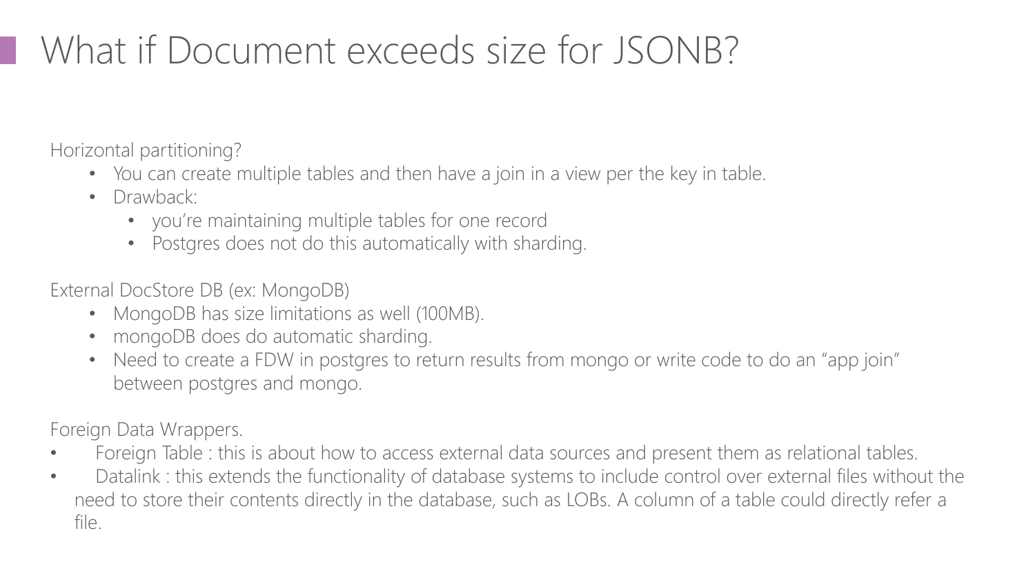# What if Document exceeds size for JSONB?

Horizontal partitioning?

- You can create multiple tables and then have a join in a view per the key in table.
- Drawback:
  - you're maintaining multiple tables for one record
  - Postgres does not do this automatically with sharding.

External DocStore DB (ex: MongoDB)

- MongoDB has size limitations as well (100MB).
- mongoDB does do automatic sharding.
- Need to create a FDW in postgres to return results from mongo or write code to do an "app join" between postgres and mongo.

Foreign Data Wrappers.

- Foreign Table : this is about how to access external data sources and present them as relational tables.
- Datalink : this extends the functionality of database systems to include control over external files without the need to store their contents directly in the database, such as LOBs. A column of a table could directly refer a file.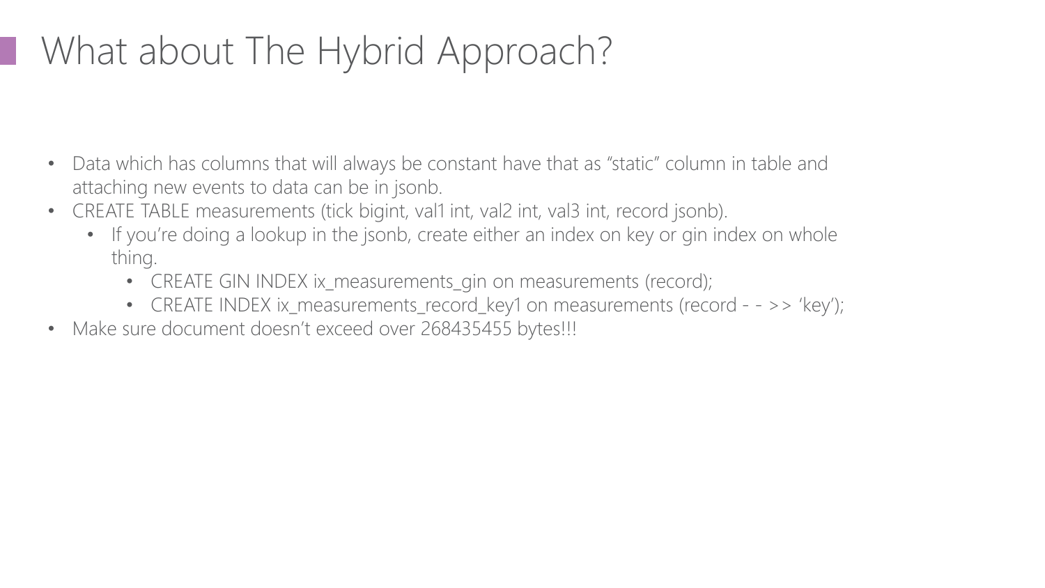# What about The Hybrid Approach?

- Data which has columns that will always be constant have that as “static” column in table and attaching new events to data can be in jsonb.
- CREATE TABLE measurements (tick bigint, val1 int, val2 int, val3 int, record jsonb).
  - If you’re doing a lookup in the jsonb, create either an index on key or gin index on whole thing.
    - CREATE GIN INDEX ix_measurements_gin on measurements (record);
    - CREATE INDEX ix_measurements_record_key1 on measurements (record - - >> ‘key’);
- Make sure document doesn’t exceed over 268435455 bytes!!!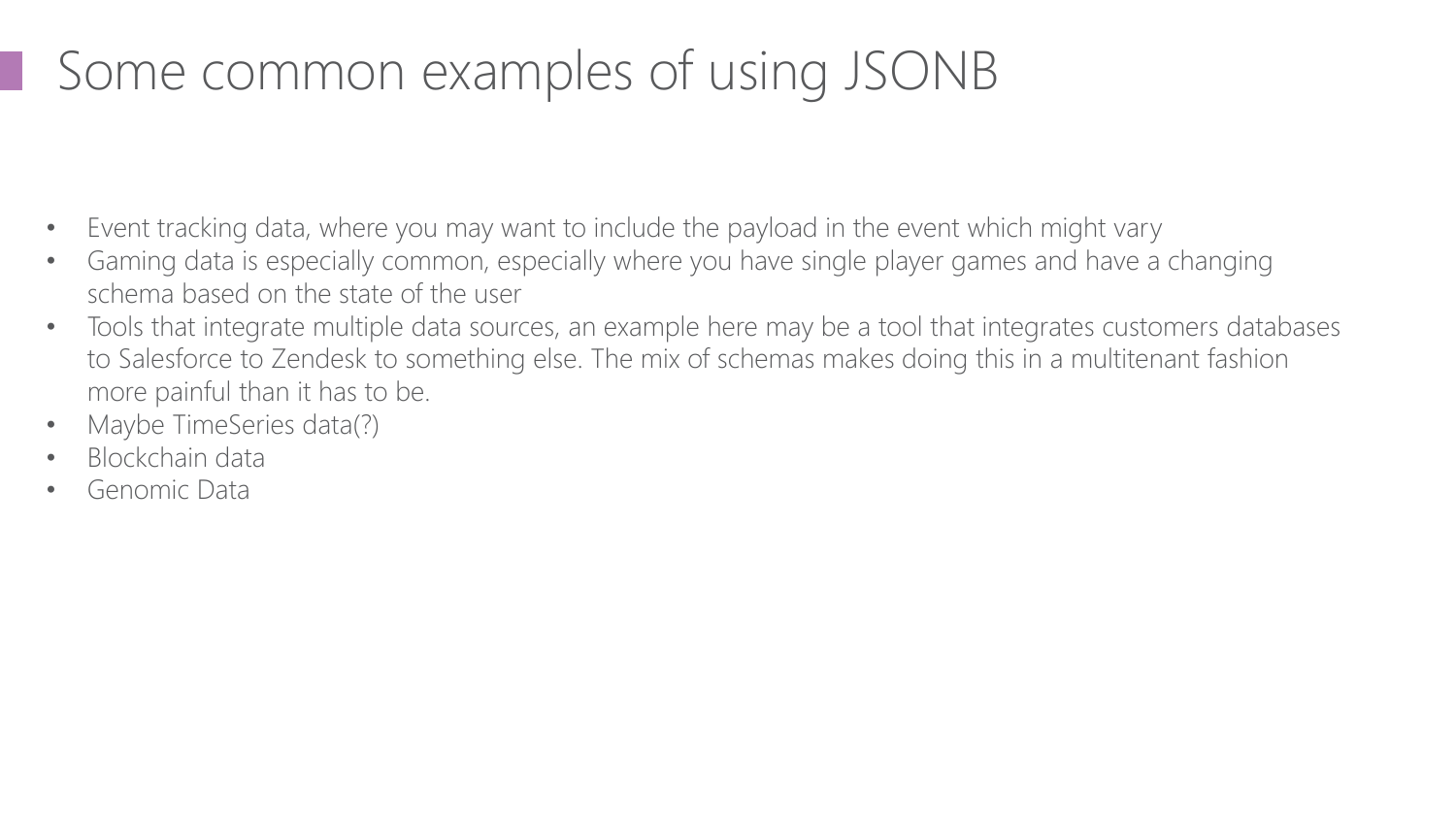# Some common examples of using JSONB

- Event tracking data, where you may want to include the payload in the event which might vary
- Gaming data is especially common, especially where you have single player games and have a changing schema based on the state of the user
- Tools that integrate multiple data sources, an example here may be a tool that integrates customers databases to Salesforce to Zendesk to something else. The mix of schemas makes doing this in a multitenant fashion more painful than it has to be.
- Maybe TimeSeries data(?)
- Blockchain data
- Genomic Data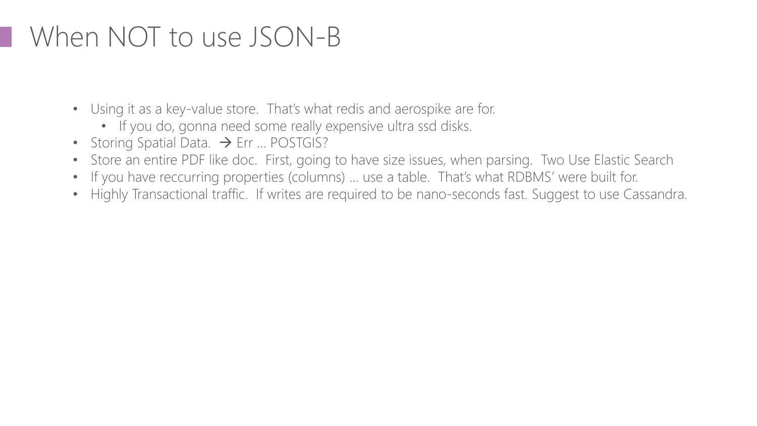# When NOT to use JSON-B

- Using it as a key-value store. That's what redis and aerospike are for.
  - If you do, gonna need some really expensive ultra ssd disks.
- Storing Spatial Data. → Err … POSTGIS?
- Store an entire PDF like doc. First, going to have size issues, when parsing. Two Use Elastic Search
- If you have reccurring properties (columns) … use a table. That's what RDBMS' were built for.
- Highly Transactional traffic. If writes are required to be nano-seconds fast. Suggest to use Cassandra.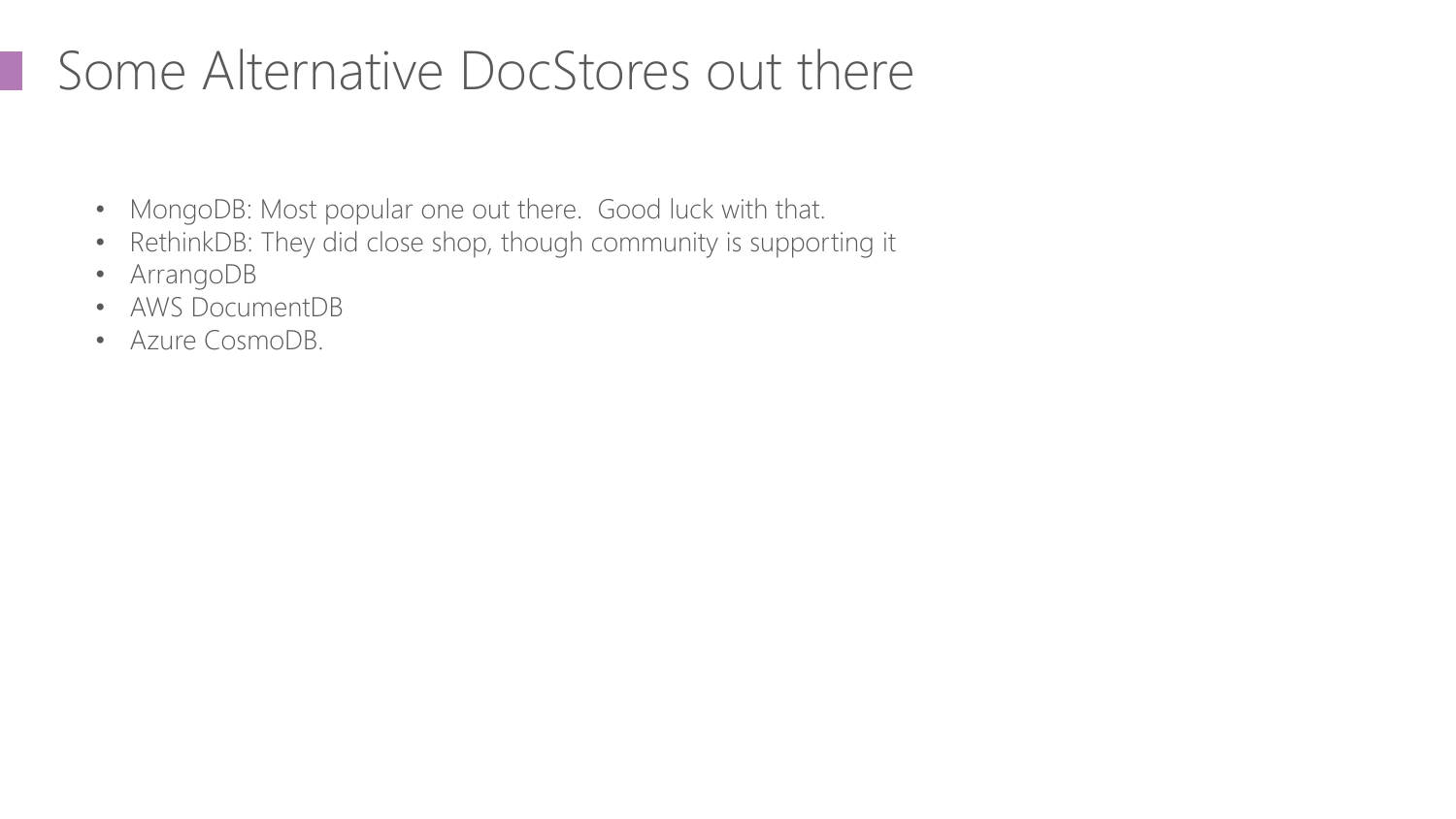# Some Alternative DocStores out there

- MongoDB: Most popular one out there.  Good luck with that.
- RethinkDB: They did close shop, though community is supporting it
- ArrangoDB
- AWS DocumentDB
- Azure CosmoDB.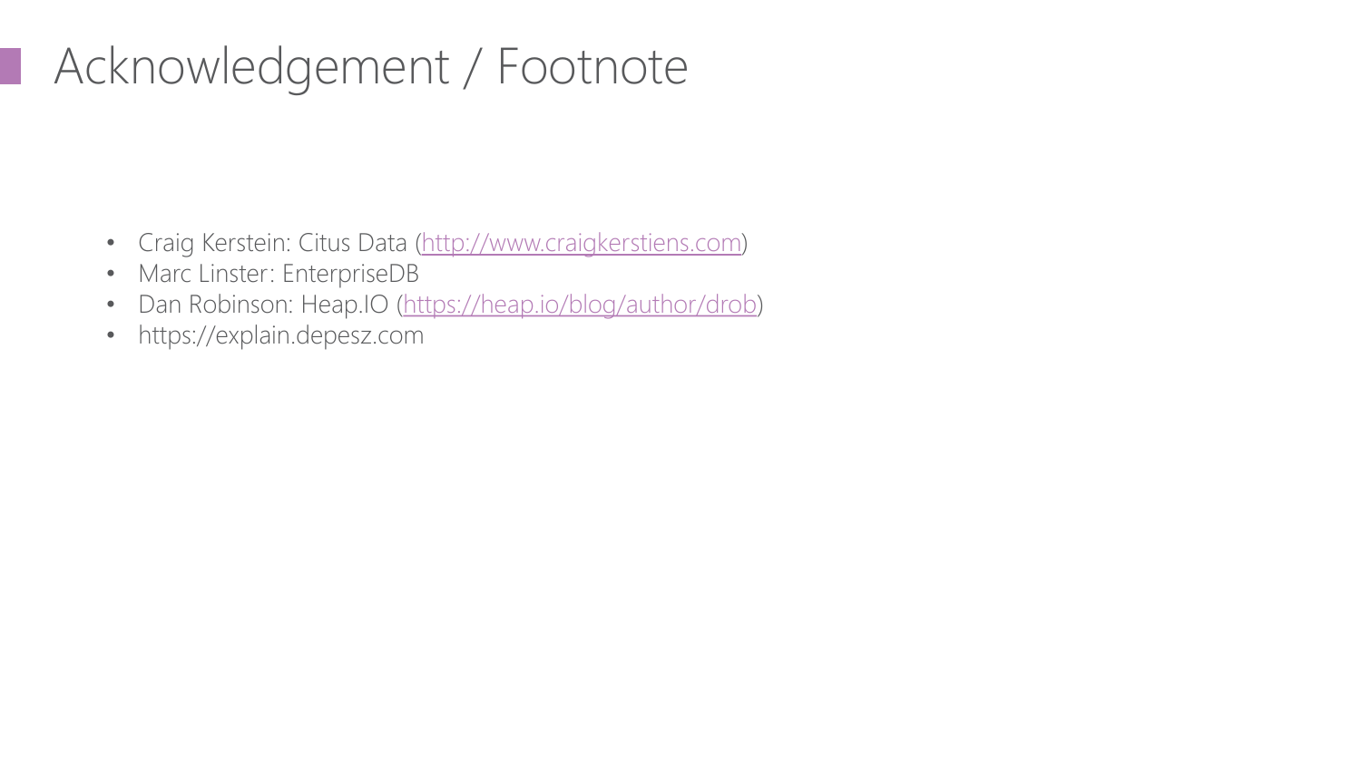# Acknowledgement / Footnote

- Craig Kerstein: Citus Data (http://www.craigkerstiens.com)
- Marc Linster: EnterpriseDB
- Dan Robinson: Heap.IO (https://heap.io/blog/author/drob)
- https://explain.depesz.com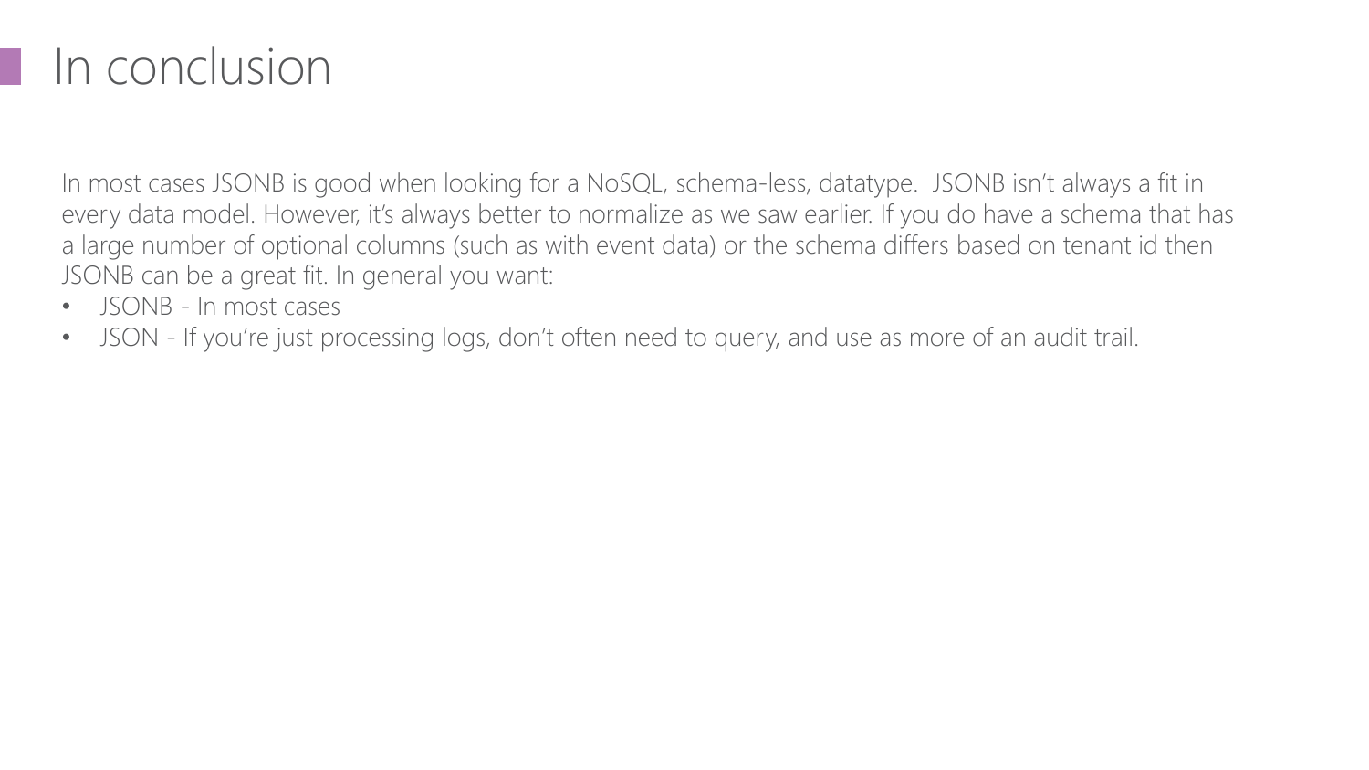# In conclusion

In most cases JSONB is good when looking for a NoSQL, schema-less, datatype. JSONB isn't always a fit in every data model. However, it's always better to normalize as we saw earlier. If you do have a schema that has a large number of optional columns (such as with event data) or the schema differs based on tenant id then JSONB can be a great fit. In general you want:

- JSONB - In most cases
- JSON - If you're just processing logs, don't often need to query, and use as more of an audit trail.